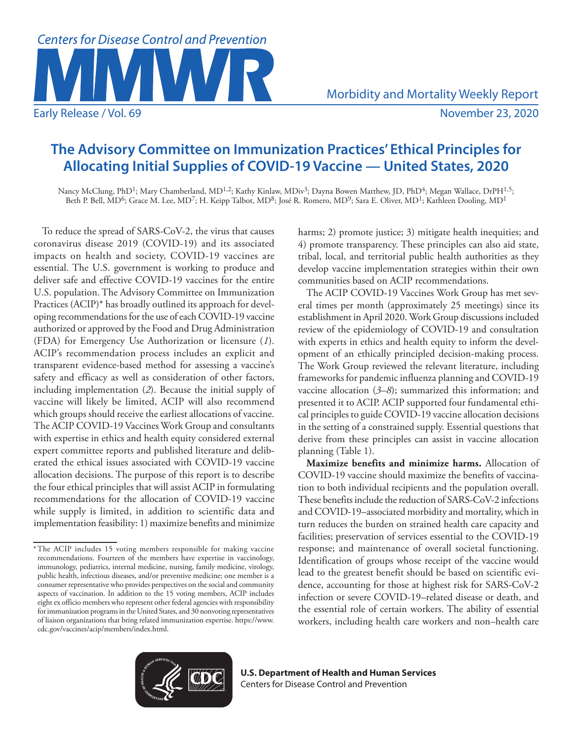# The Advisory Committee on Immunization Practices' Ethical Principles for Allocating Initial Supplies of COVID-19 Vaccine — United States, 2020

Nancy McClung, PhD[1]; Mary Chamberland, MD[1,2]; Kathy Kinlaw, MDiv[3]; Dayna Bowen Matthew, JD, PhD[4]; Megan Wallace, DrPH[1,5]; Beth P. Bell, MD[6]; Grace M. Lee, MD[7]; H. Keipp Talbot, MD[8]; José R. Romero, MD[9]; Sara E. Oliver, MD[1]; Kathleen Dooling, MD[1]

To reduce the spread of SARS-CoV-2, the virus that causes coronavirus disease 2019 (COVID-19) and its associated impacts on health and society, COVID-19 vaccines are essential. The U.S. government is working to produce and deliver safe and effective COVID-19 vaccines for the entire U.S. population. The Advisory Committee on Immunization Practices (ACIP)* has broadly outlined its approach for developing recommendations for the use of each COVID-19 vaccine authorized or approved by the Food and Drug Administration (FDA) for Emergency Use Authorization or licensure (*1*). ACIP's recommendation process includes an explicit and transparent evidence-based method for assessing a vaccine's safety and efficacy as well as consideration of other factors, including implementation (*2*). Because the initial supply of vaccine will likely be limited, ACIP will also recommend which groups should receive the earliest allocations of vaccine. The ACIP COVID-19 Vaccines Work Group and consultants with expertise in ethics and health equity considered external expert committee reports and published literature and deliberated the ethical issues associated with COVID-19 vaccine allocation decisions. The purpose of this report is to describe the four ethical principles that will assist ACIP in formulating recommendations for the allocation of COVID-19 vaccine while supply is limited, in addition to scientific data and implementation feasibility: 1) maximize benefits and minimize harms; 2) promote justice; 3) mitigate health inequities; and 4) promote transparency. These principles can also aid state, tribal, local, and territorial public health authorities as they develop vaccine implementation strategies within their own communities based on ACIP recommendations.

The ACIP COVID-19 Vaccines Work Group has met several times per month (approximately 25 meetings) since its establishment in April 2020. Work Group discussions included review of the epidemiology of COVID-19 and consultation with experts in ethics and health equity to inform the development of an ethically principled decision-making process. The Work Group reviewed the relevant literature, including frameworks for pandemic influenza planning and COVID-19 vaccine allocation (*3*–*8*); summarized this information; and presented it to ACIP. ACIP supported four fundamental ethical principles to guide COVID-19 vaccine allocation decisions in the setting of a constrained supply. Essential questions that derive from these principles can assist in vaccine allocation planning (Table 1).

**Maximize benefits and minimize harms.** Allocation of COVID-19 vaccine should maximize the benefits of vaccination to both individual recipients and the population overall. These benefits include the reduction of SARS-CoV-2 infections and COVID-19–associated morbidity and mortality, which in turn reduces the burden on strained health care capacity and facilities; preservation of services essential to the COVID-19 response; and maintenance of overall societal functioning. Identification of groups whose receipt of the vaccine would lead to the greatest benefit should be based on scientific evidence, accounting for those at highest risk for SARS-CoV-2 infection or severe COVID-19–related disease or death, and the essential role of certain workers. The ability of essential workers, including health care workers and non–health care

*The ACIP includes 15 voting members responsible for making vaccine recommendations. Fourteen of the members have expertise in vaccinology, immunology, pediatrics, internal medicine, nursing, family medicine, virology, public health, infectious diseases, and/or preventive medicine; one member is a consumer representative who provides perspectives on the social and community aspects of vaccination. In addition to the 15 voting members, ACIP includes eight ex officio members who represent other federal agencies with responsibility for immunization programs in the United States, and 30 nonvoting representatives of liaison organizations that bring related immunization expertise. https://www.cdc.gov/vaccines/acip/members/index.html.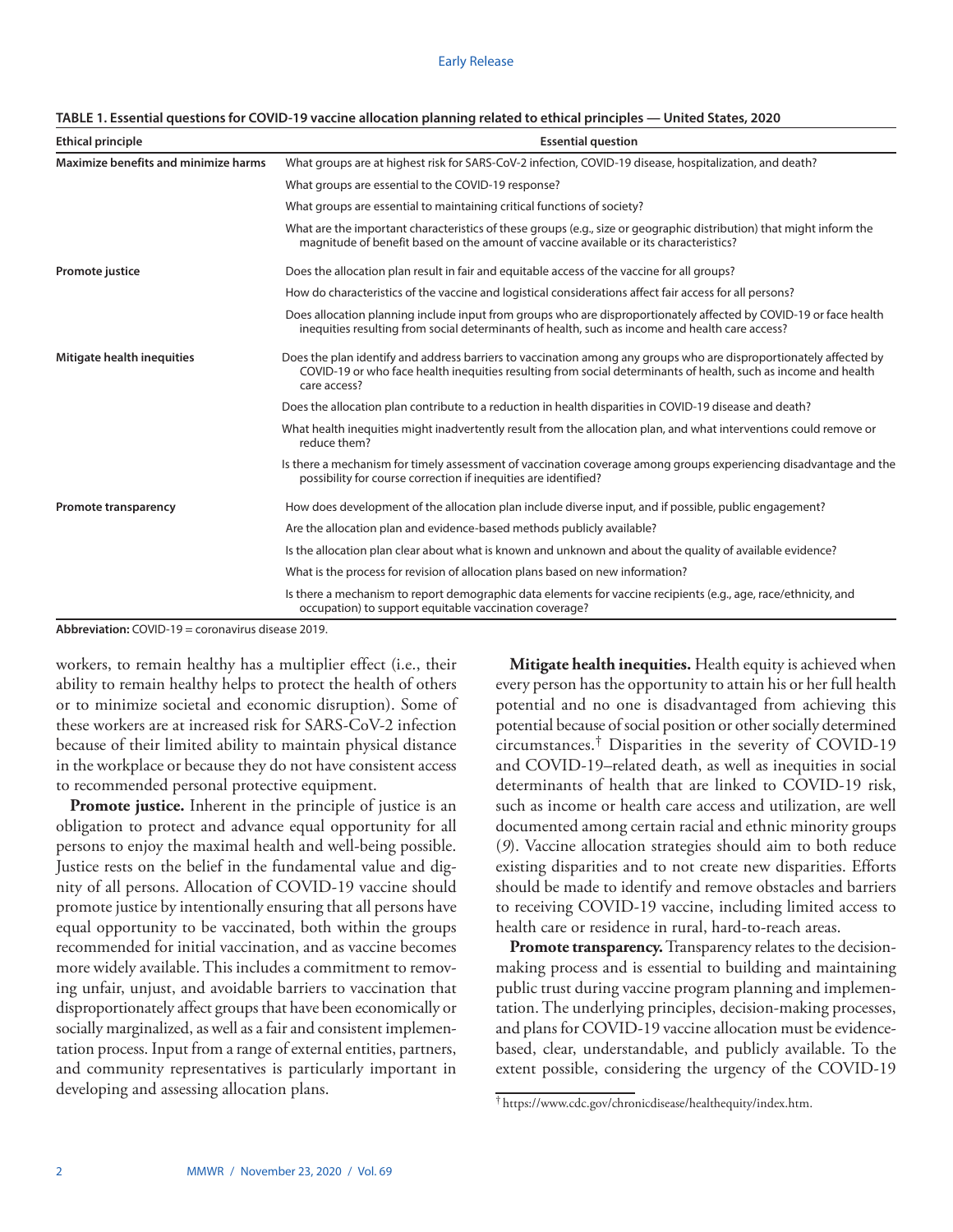**TABLE 1. Essential questions for COVID-19 vaccine allocation planning related to ethical principles — United States, 2020**

| Ethical principle | Essential question |
|---|---|
| **Maximize benefits and minimize harms** | What groups are at highest risk for SARS-CoV-2 infection, COVID-19 disease, hospitalization, and death? |
| | What groups are essential to the COVID-19 response? |
| | What groups are essential to maintaining critical functions of society? |
| | What are the important characteristics of these groups (e.g., size or geographic distribution) that might inform the magnitude of benefit based on the amount of vaccine available or its characteristics? |
| **Promote justice** | Does the allocation plan result in fair and equitable access of the vaccine for all groups? |
| | How do characteristics of the vaccine and logistical considerations affect fair access for all persons? |
| | Does allocation planning include input from groups who are disproportionately affected by COVID-19 or face health inequities resulting from social determinants of health, such as income and health care access? |
| **Mitigate health inequities** | Does the plan identify and address barriers to vaccination among any groups who are disproportionately affected by COVID-19 or who face health inequities resulting from social determinants of health, such as income and health care access? |
| | Does the allocation plan contribute to a reduction in health disparities in COVID-19 disease and death? |
| | What health inequities might inadvertently result from the allocation plan, and what interventions could remove or reduce them? |
| | Is there a mechanism for timely assessment of vaccination coverage among groups experiencing disadvantage and the possibility for course correction if inequities are identified? |
| **Promote transparency** | How does development of the allocation plan include diverse input, and if possible, public engagement? |
| | Are the allocation plan and evidence-based methods publicly available? |
| | Is the allocation plan clear about what is known and unknown and about the quality of available evidence? |
| | What is the process for revision of allocation plans based on new information? |
| | Is there a mechanism to report demographic data elements for vaccine recipients (e.g., age, race/ethnicity, and occupation) to support equitable vaccination coverage? |

**Abbreviation:** COVID-19 = coronavirus disease 2019.

workers, to remain healthy has a multiplier effect (i.e., their ability to remain healthy helps to protect the health of others or to minimize societal and economic disruption). Some of these workers are at increased risk for SARS-CoV-2 infection because of their limited ability to maintain physical distance in the workplace or because they do not have consistent access to recommended personal protective equipment.

**Promote justice.** Inherent in the principle of justice is an obligation to protect and advance equal opportunity for all persons to enjoy the maximal health and well-being possible. Justice rests on the belief in the fundamental value and dignity of all persons. Allocation of COVID-19 vaccine should promote justice by intentionally ensuring that all persons have equal opportunity to be vaccinated, both within the groups recommended for initial vaccination, and as vaccine becomes more widely available. This includes a commitment to removing unfair, unjust, and avoidable barriers to vaccination that disproportionately affect groups that have been economically or socially marginalized, as well as a fair and consistent implementation process. Input from a range of external entities, partners, and community representatives is particularly important in developing and assessing allocation plans.

**Mitigate health inequities.** Health equity is achieved when every person has the opportunity to attain his or her full health potential and no one is disadvantaged from achieving this potential because of social position or other socially determined circumstances.[†] Disparities in the severity of COVID-19 and COVID-19–related death, as well as inequities in social determinants of health that are linked to COVID-19 risk, such as income or health care access and utilization, are well documented among certain racial and ethnic minority groups (*9*). Vaccine allocation strategies should aim to both reduce existing disparities and to not create new disparities. Efforts should be made to identify and remove obstacles and barriers to receiving COVID-19 vaccine, including limited access to health care or residence in rural, hard-to-reach areas.

**Promote transparency.** Transparency relates to the decision-making process and is essential to building and maintaining public trust during vaccine program planning and implementation. The underlying principles, decision-making processes, and plans for COVID-19 vaccine allocation must be evidence-based, clear, understandable, and publicly available. To the extent possible, considering the urgency of the COVID-19

[†] https://www.cdc.gov/chronicdisease/healthequity/index.htm.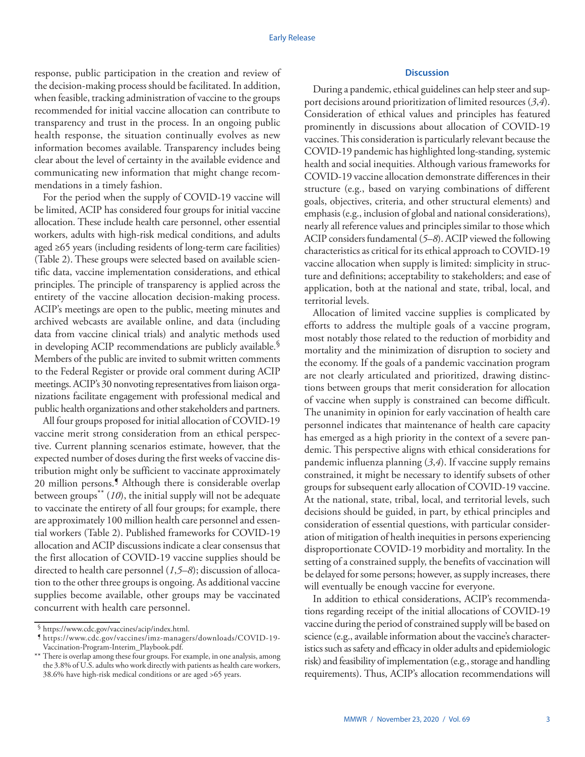response, public participation in the creation and review of the decision-making process should be facilitated. In addition, when feasible, tracking administration of vaccine to the groups recommended for initial vaccine allocation can contribute to transparency and trust in the process. In an ongoing public health response, the situation continually evolves as new information becomes available. Transparency includes being clear about the level of certainty in the available evidence and communicating new information that might change recommendations in a timely fashion.

For the period when the supply of COVID-19 vaccine will be limited, ACIP has considered four groups for initial vaccine allocation. These include health care personnel, other essential workers, adults with high-risk medical conditions, and adults aged ≥65 years (including residents of long-term care facilities) (Table 2). These groups were selected based on available scientific data, vaccine implementation considerations, and ethical principles. The principle of transparency is applied across the entirety of the vaccine allocation decision-making process. ACIP's meetings are open to the public, meeting minutes and archived webcasts are available online, and data (including data from vaccine clinical trials) and analytic methods used in developing ACIP recommendations are publicly available.[§] Members of the public are invited to submit written comments to the Federal Register or provide oral comment during ACIP meetings. ACIP's 30 nonvoting representatives from liaison organizations facilitate engagement with professional medical and public health organizations and other stakeholders and partners.

All four groups proposed for initial allocation of COVID-19 vaccine merit strong consideration from an ethical perspective. Current planning scenarios estimate, however, that the expected number of doses during the first weeks of vaccine distribution might only be sufficient to vaccinate approximately 20 million persons.[¶] Although there is considerable overlap between groups[**] (*10*), the initial supply will not be adequate to vaccinate the entirety of all four groups; for example, there are approximately 100 million health care personnel and essential workers (Table 2). Published frameworks for COVID-19 allocation and ACIP discussions indicate a clear consensus that the first allocation of COVID-19 vaccine supplies should be directed to health care personnel (*1*,*5*–*8*); discussion of allocation to the other three groups is ongoing. As additional vaccine supplies become available, other groups may be vaccinated concurrent with health care personnel.

## Discussion

During a pandemic, ethical guidelines can help steer and support decisions around prioritization of limited resources (*3*,*4*). Consideration of ethical values and principles has featured prominently in discussions about allocation of COVID-19 vaccines. This consideration is particularly relevant because the COVID-19 pandemic has highlighted long-standing, systemic health and social inequities. Although various frameworks for COVID-19 vaccine allocation demonstrate differences in their structure (e.g., based on varying combinations of different goals, objectives, criteria, and other structural elements) and emphasis (e.g., inclusion of global and national considerations), nearly all reference values and principles similar to those which ACIP considers fundamental (*5*–*8*). ACIP viewed the following characteristics as critical for its ethical approach to COVID-19 vaccine allocation when supply is limited: simplicity in structure and definitions; acceptability to stakeholders; and ease of application, both at the national and state, tribal, local, and territorial levels.

Allocation of limited vaccine supplies is complicated by efforts to address the multiple goals of a vaccine program, most notably those related to the reduction of morbidity and mortality and the minimization of disruption to society and the economy. If the goals of a pandemic vaccination program are not clearly articulated and prioritized, drawing distinctions between groups that merit consideration for allocation of vaccine when supply is constrained can become difficult. The unanimity in opinion for early vaccination of health care personnel indicates that maintenance of health care capacity has emerged as a high priority in the context of a severe pandemic. This perspective aligns with ethical considerations for pandemic influenza planning (*3*,*4*). If vaccine supply remains constrained, it might be necessary to identify subsets of other groups for subsequent early allocation of COVID-19 vaccine. At the national, state, tribal, local, and territorial levels, such decisions should be guided, in part, by ethical principles and consideration of essential questions, with particular consideration of mitigation of health inequities in persons experiencing disproportionate COVID-19 morbidity and mortality. In the setting of a constrained supply, the benefits of vaccination will be delayed for some persons; however, as supply increases, there will eventually be enough vaccine for everyone.

In addition to ethical considerations, ACIP's recommendations regarding receipt of the initial allocations of COVID-19 vaccine during the period of constrained supply will be based on science (e.g., available information about the vaccine's characteristics such as safety and efficacy in older adults and epidemiologic risk) and feasibility of implementation (e.g., storage and handling requirements). Thus, ACIP's allocation recommendations will

---

[§] https://www.cdc.gov/vaccines/acip/index.html.

[¶] https://www.cdc.gov/vaccines/imz-managers/downloads/COVID-19-Vaccination-Program-Interim_Playbook.pdf.

[**] There is overlap among these four groups. For example, in one analysis, among the 3.8% of U.S. adults who work directly with patients as health care workers, 38.6% have high-risk medical conditions or are aged >65 years.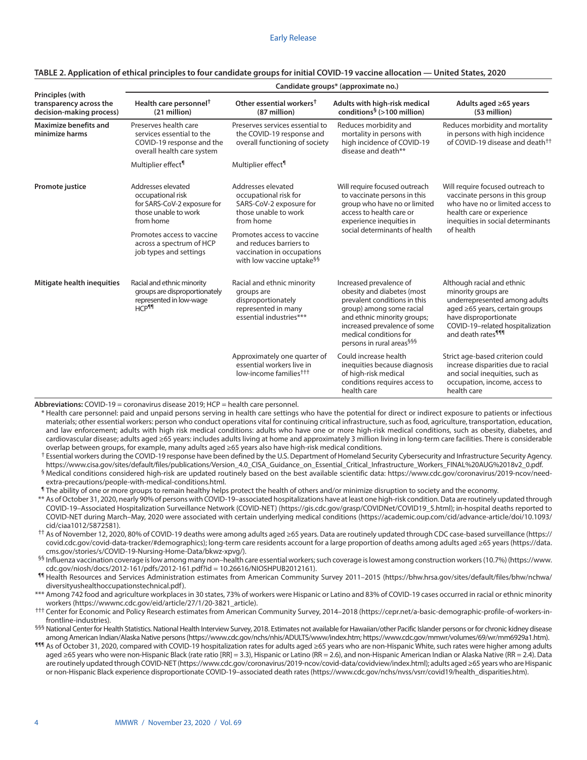**TABLE 2. Application of ethical principles to four candidate groups for initial COVID-19 vaccine allocation — United States, 2020**

| Principles (with transparency across the decision-making process) | Candidate groups* (approximate no.) | | | |
|---|---|---|---|---|
| | Health care personnel† (21 million) | Other essential workers† (87 million) | Adults with high-risk medical conditions§ (>100 million) | Adults aged ≥65 years (53 million) |
| **Maximize benefits and minimize harms** | Preserves health care services essential to the COVID-19 response and the overall health care system | Preserves services essential to the COVID-19 response and overall functioning of society | Reduces morbidity and mortality in persons with high incidence of COVID-19 disease and death** | Reduces morbidity and mortality in persons with high incidence of COVID-19 disease and death†† |
| | Multiplier effect¶ | Multiplier effect¶ | | |
| **Promote justice** | Addresses elevated occupational risk for SARS-CoV-2 exposure for those unable to work from home | Addresses elevated occupational risk for SARS-CoV-2 exposure for those unable to work from home | Will require focused outreach to vaccinate persons in this group who have no or limited access to health care or experience inequities in social determinants of health | Will require focused outreach to vaccinate persons in this group who have no or limited access to health care or experience inequities in social determinants of health |
| | Promotes access to vaccine across a spectrum of HCP job types and settings | Promotes access to vaccine and reduces barriers to vaccination in occupations with low vaccine uptake§§ | | |
| **Mitigate health inequities** | Racial and ethnic minority groups are disproportionately represented in low-wage HCP¶¶ | Racial and ethnic minority groups are disproportionately represented in many essential industries*** | Increased prevalence of obesity and diabetes (most prevalent conditions in this group) among some racial and ethnic minority groups; increased prevalence of some medical conditions for persons in rural areas§§§ | Although racial and ethnic minority groups are underrepresented among adults aged ≥65 years, certain groups have disproportionate COVID-19–related hospitalization and death rates¶¶¶ |
| | | Approximately one quarter of essential workers live in low-income families††† | Could increase health inequities because diagnosis of high-risk medical conditions requires access to health care | Strict age-based criterion could increase disparities due to racial and social inequities, such as occupation, income, access to health care |

**Abbreviations:** COVID-19 = coronavirus disease 2019; HCP = health care personnel.

\* Health care personnel: paid and unpaid persons serving in health care settings who have the potential for direct or indirect exposure to patients or infectious materials; other essential workers: person who conduct operations vital for continuing critical infrastructure, such as food, agriculture, transportation, education, and law enforcement; adults with high risk medical conditions: adults who have one or more high-risk medical conditions, such as obesity, diabetes, and cardiovascular disease; adults aged ≥65 years: includes adults living at home and approximately 3 million living in long-term care facilities. There is considerable overlap between groups, for example, many adults aged ≥65 years also have high-risk medical conditions.

† Essential workers during the COVID-19 response have been defined by the U.S. Department of Homeland Security Cybersecurity and Infrastructure Security Agency. https://www.cisa.gov/sites/default/files/publications/Version_4.0_CISA_Guidance_on_Essential_Critical_Infrastructure_Workers_FINAL%20AUG%2018v2_0.pdf.

§ Medical conditions considered high-risk are updated routinely based on the best available scientific data: https://www.cdc.gov/coronavirus/2019-ncov/need-extra-precautions/people-with-medical-conditions.html.

¶ The ability of one or more groups to remain healthy helps protect the health of others and/or minimize disruption to society and the economy.

** As of October 31, 2020, nearly 90% of persons with COVID-19–associated hospitalizations have at least one high-risk condition. Data are routinely updated through COVID-19–Associated Hospitalization Surveillance Network (COVID-NET) (https://gis.cdc.gov/grasp/COVIDNet/COVID19_5.html); in-hospital deaths reported to COVID-NET during March–May, 2020 were associated with certain underlying medical conditions (https://academic.oup.com/cid/advance-article/doi/10.1093/cid/ciaa1012/5872581).

†† As of November 12, 2020, 80% of COVID-19 deaths were among adults aged ≥65 years. Data are routinely updated through CDC case-based surveillance (https://covid.cdc.gov/covid-data-tracker/#demographics); long-term care residents account for a large proportion of deaths among adults aged ≥65 years (https://data.cms.gov/stories/s/COVID-19-Nursing-Home-Data/bkwz-xpvg/).

§§ Influenza vaccination coverage is low among many non–health care essential workers; such coverage is lowest among construction workers (10.7%) (https://www.cdc.gov/niosh/docs/2012-161/pdfs/2012-161.pdf?id = 10.26616/NIOSHPUB2012161).

¶¶ Health Resources and Services Administration estimates from American Community Survey 2011–2015 (https://bhw.hrsa.gov/sites/default/files/bhw/nchwa/diversityushealthoccupationstechnical.pdf).

*** Among 742 food and agriculture workplaces in 30 states, 73% of workers were Hispanic or Latino and 83% of COVID-19 cases occurred in racial or ethnic minority workers (https://wwwnc.cdc.gov/eid/article/27/1/20-3821_article).

††† Center for Economic and Policy Research estimates from American Community Survey, 2014–2018 (https://cepr.net/a-basic-demographic-profile-of-workers-in-frontline-industries).

§§§ National Center for Health Statistics. National Health Interview Survey, 2018. Estimates not available for Hawaiian/other Pacific Islander persons or for chronic kidney disease among American Indian/Alaska Native persons (https://www.cdc.gov/nchs/nhis/ADULTS/www/index.htm; https://www.cdc.gov/mmwr/volumes/69/wr/mm6929a1.htm).

¶¶¶ As of October 31, 2020, compared with COVID-19 hospitalization rates for adults aged ≥65 years who are non-Hispanic White, such rates were higher among adults aged ≥65 years who were non-Hispanic Black (rate ratio [RR] = 3.3), Hispanic or Latino (RR = 2.6), and non-Hispanic American Indian or Alaska Native (RR = 2.4). Data are routinely updated through COVID-NET (https://www.cdc.gov/coronavirus/2019-ncov/covid-data/covidview/index.html); adults aged ≥65 years who are Hispanic or non-Hispanic Black experience disproportionate COVID-19–associated death rates (https://www.cdc.gov/nchs/nvss/vsrr/covid19/health_disparities.htm).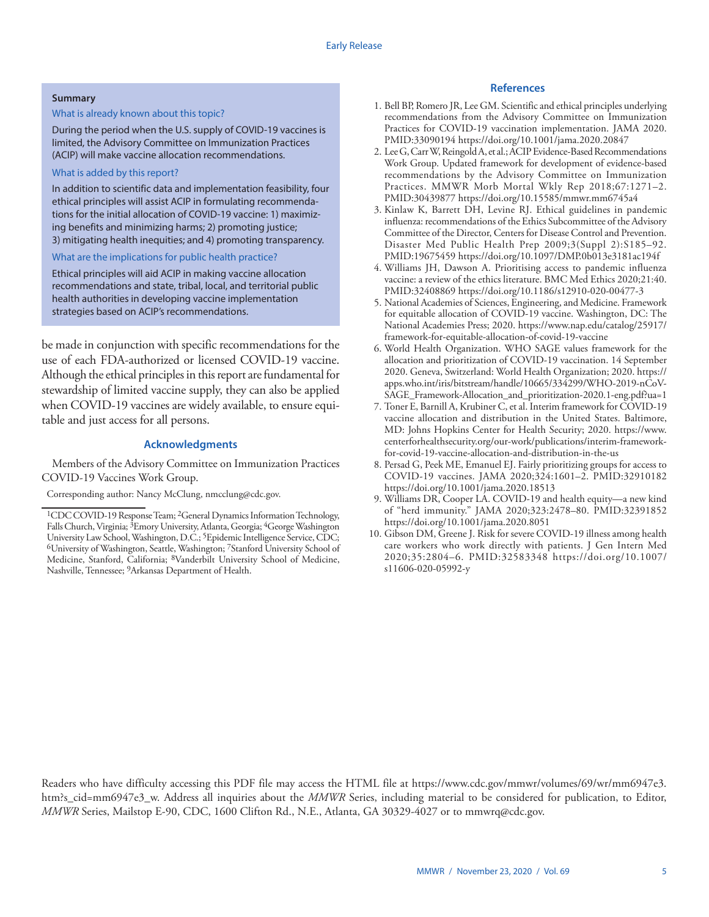**Summary**

What is already known about this topic?

During the period when the U.S. supply of COVID-19 vaccines is limited, the Advisory Committee on Immunization Practices (ACIP) will make vaccine allocation recommendations.

What is added by this report?

In addition to scientific data and implementation feasibility, four ethical principles will assist ACIP in formulating recommendations for the initial allocation of COVID-19 vaccine: 1) maximizing benefits and minimizing harms; 2) promoting justice; 3) mitigating health inequities; and 4) promoting transparency.

What are the implications for public health practice?

Ethical principles will aid ACIP in making vaccine allocation recommendations and state, tribal, local, and territorial public health authorities in developing vaccine implementation strategies based on ACIP's recommendations.

be made in conjunction with specific recommendations for the use of each FDA-authorized or licensed COVID-19 vaccine. Although the ethical principles in this report are fundamental for stewardship of limited vaccine supply, they can also be applied when COVID-19 vaccines are widely available, to ensure equitable and just access for all persons.

## Acknowledgments

Members of the Advisory Committee on Immunization Practices COVID-19 Vaccines Work Group.

Corresponding author: Nancy McClung, nmcclung@cdc.gov.

[1]CDC COVID-19 Response Team; [2]General Dynamics Information Technology, Falls Church, Virginia; [3]Emory University, Atlanta, Georgia; [4]George Washington University Law School, Washington, D.C.; [5]Epidemic Intelligence Service, CDC; [6]University of Washington, Seattle, Washington; [7]Stanford University School of Medicine, Stanford, California; [8]Vanderbilt University School of Medicine, Nashville, Tennessee; [9]Arkansas Department of Health.

## References

1. Bell BP, Romero JR, Lee GM. Scientific and ethical principles underlying recommendations from the Advisory Committee on Immunization Practices for COVID-19 vaccination implementation. JAMA 2020. PMID:33090194 https://doi.org/10.1001/jama.2020.20847
2. Lee G, Carr W, Reingold A, et al.; ACIP Evidence-Based Recommendations Work Group. Updated framework for development of evidence-based recommendations by the Advisory Committee on Immunization Practices. MMWR Morb Mortal Wkly Rep 2018;67:1271–2. PMID:30439877 https://doi.org/10.15585/mmwr.mm6745a4
3. Kinlaw K, Barrett DH, Levine RJ. Ethical guidelines in pandemic influenza: recommendations of the Ethics Subcommittee of the Advisory Committee of the Director, Centers for Disease Control and Prevention. Disaster Med Public Health Prep 2009;3(Suppl 2):S185–92. PMID:19675459 https://doi.org/10.1097/DMP.0b013e3181ac194f
4. Williams JH, Dawson A. Prioritising access to pandemic influenza vaccine: a review of the ethics literature. BMC Med Ethics 2020;21:40. PMID:32408869 https://doi.org/10.1186/s12910-020-00477-3
5. National Academies of Sciences, Engineering, and Medicine. Framework for equitable allocation of COVID-19 vaccine. Washington, DC: The National Academies Press; 2020. https://www.nap.edu/catalog/25917/framework-for-equitable-allocation-of-covid-19-vaccine
6. World Health Organization. WHO SAGE values framework for the allocation and prioritization of COVID-19 vaccination. 14 September 2020. Geneva, Switzerland: World Health Organization; 2020. https://apps.who.int/iris/bitstream/handle/10665/334299/WHO-2019-nCoV-SAGE_Framework-Allocation_and_prioritization-2020.1-eng.pdf?ua=1
7. Toner E, Barnill A, Krubiner C, et al. Interim framework for COVID-19 vaccine allocation and distribution in the United States. Baltimore, MD: Johns Hopkins Center for Health Security; 2020. https://www.centerforhealthsecurity.org/our-work/publications/interim-framework-for-covid-19-vaccine-allocation-and-distribution-in-the-us
8. Persad G, Peek ME, Emanuel EJ. Fairly prioritizing groups for access to COVID-19 vaccines. JAMA 2020;324:1601–2. PMID:32910182 https://doi.org/10.1001/jama.2020.18513
9. Williams DR, Cooper LA. COVID-19 and health equity—a new kind of "herd immunity." JAMA 2020;323:2478–80. PMID:32391852 https://doi.org/10.1001/jama.2020.8051
10. Gibson DM, Greene J. Risk for severe COVID-19 illness among health care workers who work directly with patients. J Gen Intern Med 2020;35:2804–6. PMID:32583348 https://doi.org/10.1007/s11606-020-05992-y

Readers who have difficulty accessing this PDF file may access the HTML file at https://www.cdc.gov/mmwr/volumes/69/wr/mm6947e3.htm?s_cid=mm6947e3_w. Address all inquiries about the *MMWR* Series, including material to be considered for publication, to Editor, *MMWR* Series, Mailstop E-90, CDC, 1600 Clifton Rd., N.E., Atlanta, GA 30329-4027 or to mmwrq@cdc.gov.